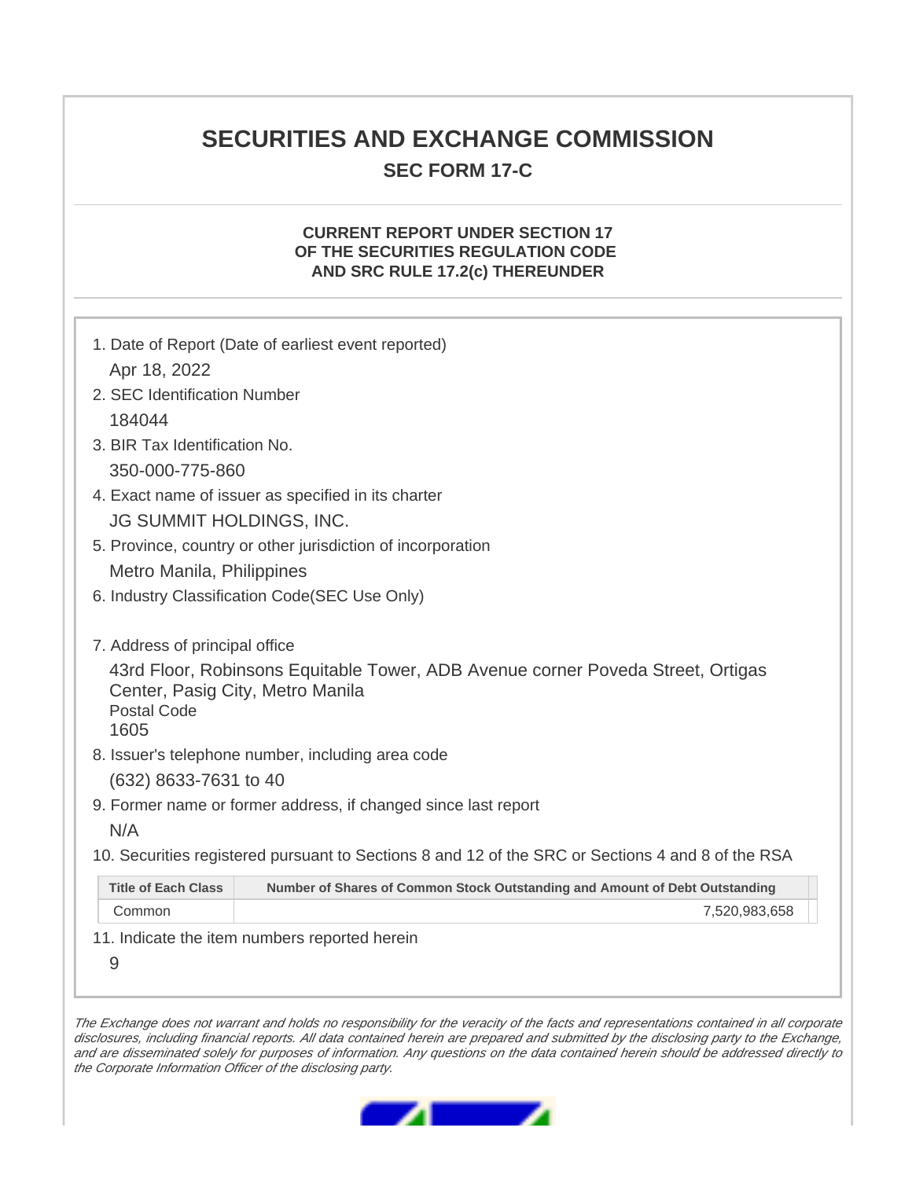# SECURITIES AND EXCHANGE COMMISSION

## SEC FORM 17-C

### CURRENT REPORT UNDER SECTION 17 OF THE SECURITIES REGULATION CODE AND SRC RULE 17.2(c) THEREUNDER

1. Date of Report (Date of earliest event reported)

   Apr 18, 2022

2. SEC Identification Number

   184044

3. BIR Tax Identification No.

   350-000-775-860

4. Exact name of issuer as specified in its charter

   JG SUMMIT HOLDINGS, INC.

5. Province, country or other jurisdiction of incorporation

   Metro Manila, Philippines

6. Industry Classification Code(SEC Use Only)

7. Address of principal office

   43rd Floor, Robinsons Equitable Tower, ADB Avenue corner Poveda Street, Ortigas Center, Pasig City, Metro Manila
   Postal Code
   1605

8. Issuer's telephone number, including area code

   (632) 8633-7631 to 40

9. Former name or former address, if changed since last report

   N/A

10. Securities registered pursuant to Sections 8 and 12 of the SRC or Sections 4 and 8 of the RSA

| Title of Each Class | Number of Shares of Common Stock Outstanding and Amount of Debt Outstanding |
|---|---|
| Common | 7,520,983,658 |

11. Indicate the item numbers reported herein

   9

*The Exchange does not warrant and holds no responsibility for the veracity of the facts and representations contained in all corporate disclosures, including financial reports. All data contained herein are prepared and submitted by the disclosing party to the Exchange, and are disseminated solely for purposes of information. Any questions on the data contained herein should be addressed directly to the Corporate Information Officer of the disclosing party.*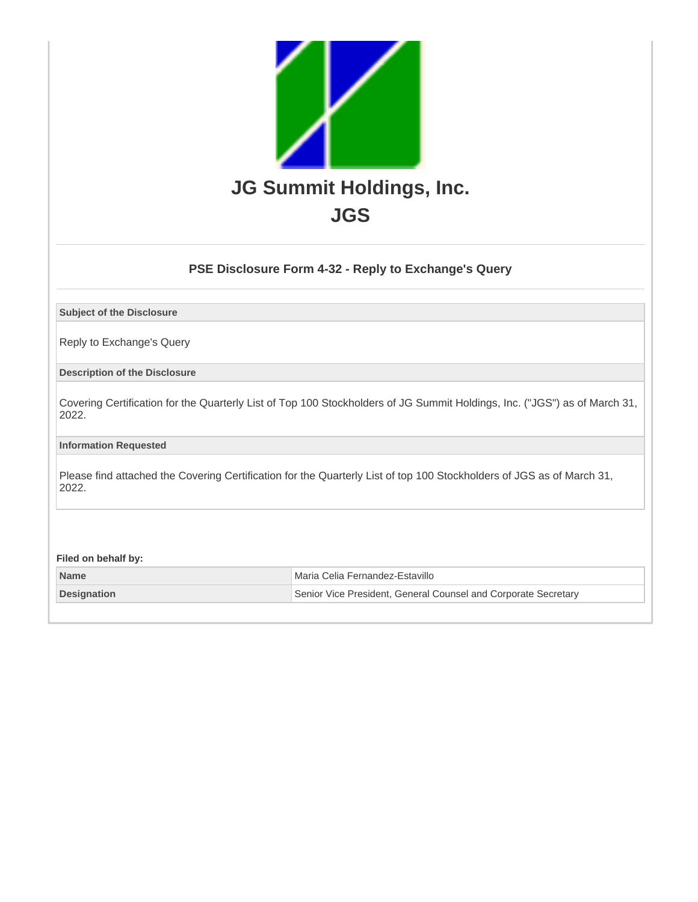# JG Summit Holdings, Inc.

# JGS

## PSE Disclosure Form 4-32 - Reply to Exchange's Query

**Subject of the Disclosure**

Reply to Exchange's Query

**Description of the Disclosure**

Covering Certification for the Quarterly List of Top 100 Stockholders of JG Summit Holdings, Inc. ("JGS") as of March 31, 2022.

**Information Requested**

Please find attached the Covering Certification for the Quarterly List of top 100 Stockholders of JGS as of March 31, 2022.

**Filed on behalf by:**

| | |
|---|---|
| **Name** | Maria Celia Fernandez-Estavillo |
| **Designation** | Senior Vice President, General Counsel and Corporate Secretary |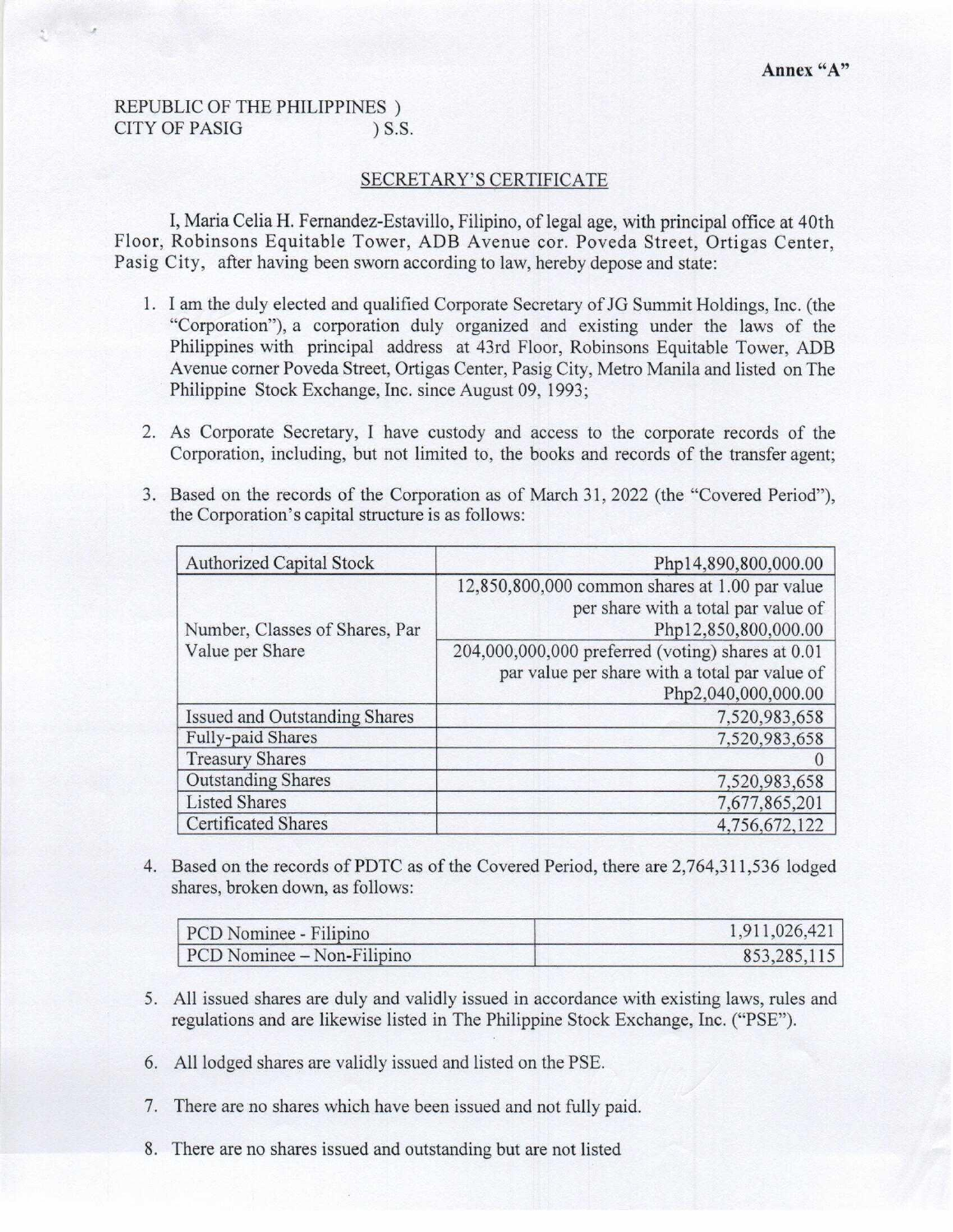Annex "A"

REPUBLIC OF THE PHILIPPINES )
CITY OF PASIG ) S.S.

## SECRETARY'S CERTIFICATE

I, Maria Celia H. Fernandez-Estavillo, Filipino, of legal age, with principal office at 40th Floor, Robinsons Equitable Tower, ADB Avenue cor. Poveda Street, Ortigas Center, Pasig City, after having been sworn according to law, hereby depose and state:

1. I am the duly elected and qualified Corporate Secretary of JG Summit Holdings, Inc. (the "Corporation"), a corporation duly organized and existing under the laws of the Philippines with principal address at 43rd Floor, Robinsons Equitable Tower, ADB Avenue corner Poveda Street, Ortigas Center, Pasig City, Metro Manila and listed on The Philippine Stock Exchange, Inc. since August 09, 1993;

2. As Corporate Secretary, I have custody and access to the corporate records of the Corporation, including, but not limited to, the books and records of the transfer agent;

3. Based on the records of the Corporation as of March 31, 2022 (the "Covered Period"), the Corporation's capital structure is as follows:

| Authorized Capital Stock | Php14,890,800,000.00 |
|---|---|
| Number, Classes of Shares, Par Value per Share | 12,850,800,000 common shares at 1.00 par value per share with a total par value of Php12,850,800,000.00 |
| | 204,000,000,000 preferred (voting) shares at 0.01 par value per share with a total par value of Php2,040,000,000.00 |
| Issued and Outstanding Shares | 7,520,983,658 |
| Fully-paid Shares | 7,520,983,658 |
| Treasury Shares | 0 |
| Outstanding Shares | 7,520,983,658 |
| Listed Shares | 7,677,865,201 |
| Certificated Shares | 4,756,672,122 |

4. Based on the records of PDTC as of the Covered Period, there are 2,764,311,536 lodged shares, broken down, as follows:

| PCD Nominee - Filipino | 1,911,026,421 |
|---|---|
| PCD Nominee – Non-Filipino | 853,285,115 |

5. All issued shares are duly and validly issued in accordance with existing laws, rules and regulations and are likewise listed in The Philippine Stock Exchange, Inc. ("PSE").

6. All lodged shares are validly issued and listed on the PSE.

7. There are no shares which have been issued and not fully paid.

8. There are no shares issued and outstanding but are not listed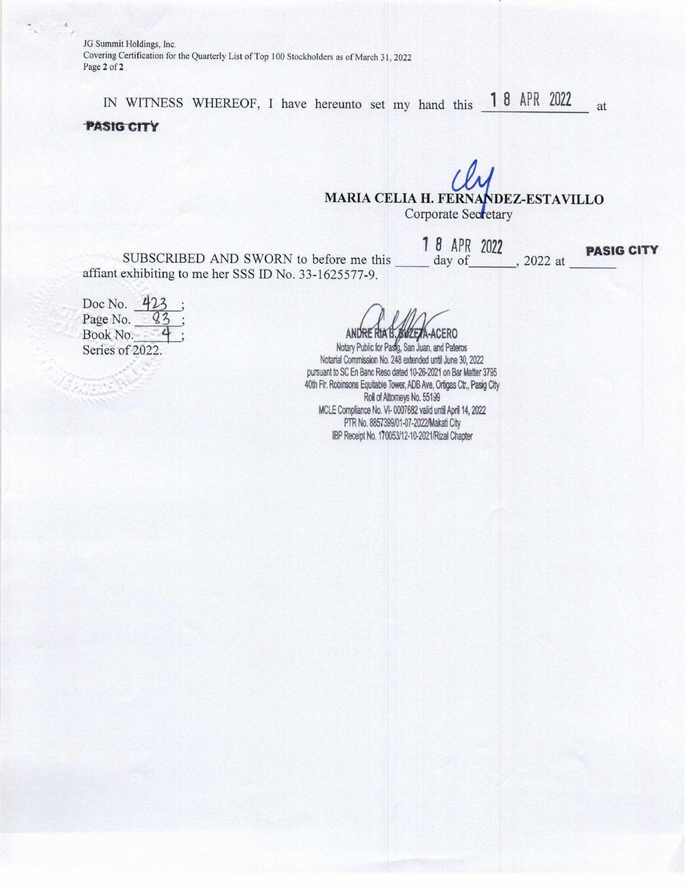IN WITNESS WHEREOF, I have hereunto set my hand this 18 APR 2022 at PASIG CITY

**MARIA CELIA H. FERNANDEZ-ESTAVILLO**
Corporate Secretary

SUBSCRIBED AND SWORN to before me this 18 APR 2022 day of \_\_\_\_\_\_, 2022 at PASIG CITY affiant exhibiting to me her SSS ID No. 33-1625577-9.

Doc No. 423;
Page No. 83;
Book No. 4;
Series of 2022.

ANDRE RIA B. BUZETA-ACERO
Notary Public for Pasig, San Juan, and Pateros
Notarial Commission No. 248 extended until June 30, 2022
pursuant to SC En Banc Reso dated 10-26-2021 on Bar Matter 3795
40th Flr. Robinsons Equitable Tower, ADB Ave, Ortigas Ctr., Pasig City
Roll of Attorneys No. 55199
MCLE Compliance No. VI- 0007682 valid until April 14, 2022
PTR No. 8857399/01-07-2022/Makati City
IBP Receipt No. 170053/12-10-2021/Rizal Chapter